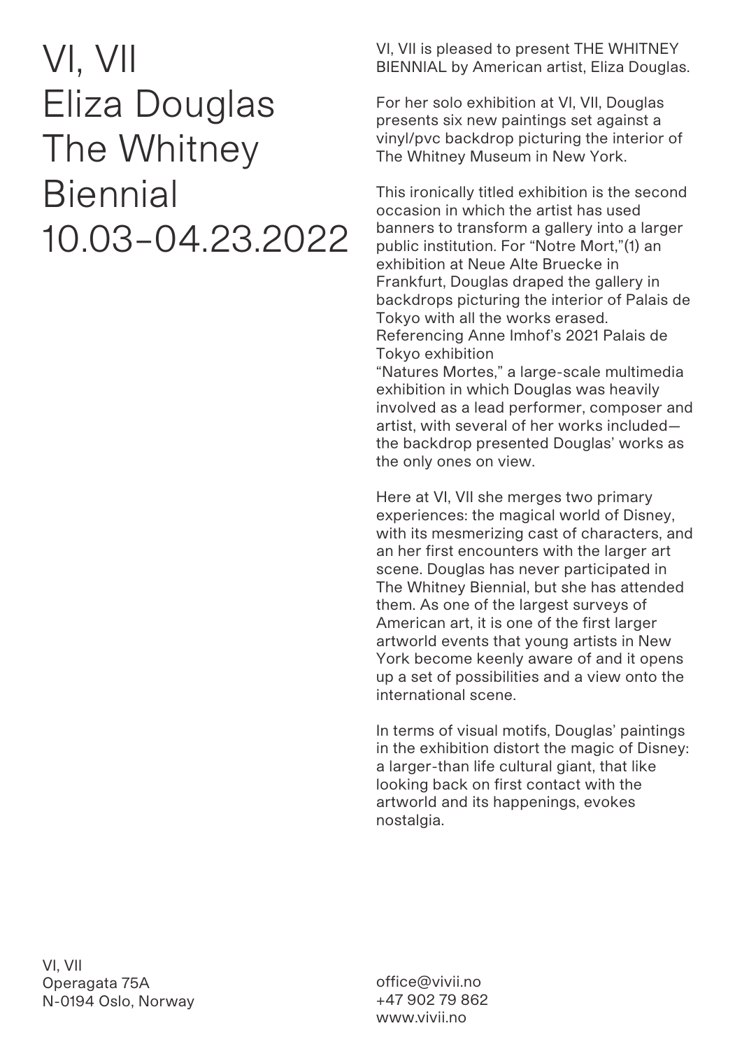# VI, VII
# Eliza Douglas
# The Whitney Biennial
# 10.03–04.23.2022

VI, VII is pleased to present THE WHITNEY BIENNIAL by American artist, Eliza Douglas.

For her solo exhibition at VI, VII, Douglas presents six new paintings set against a vinyl/pvc backdrop picturing the interior of The Whitney Museum in New York.

This ironically titled exhibition is the second occasion in which the artist has used banners to transform a gallery into a larger public institution. For "Notre Mort,"(1) an exhibition at Neue Alte Bruecke in Frankfurt, Douglas draped the gallery in backdrops picturing the interior of Palais de Tokyo with all the works erased. Referencing Anne Imhof's 2021 Palais de Tokyo exhibition
"Natures Mortes," a large-scale multimedia exhibition in which Douglas was heavily involved as a lead performer, composer and artist, with several of her works included—the backdrop presented Douglas' works as the only ones on view.

Here at VI, VII she merges two primary experiences: the magical world of Disney, with its mesmerizing cast of characters, and her first encounters with the larger art scene. Douglas has never participated in The Whitney Biennial, but she has attended them. As one of the largest surveys of American art, it is one of the first larger artworld events that young artists in New York become keenly aware of and it opens up a set of possibilities and a view onto the international scene.

In terms of visual motifs, Douglas' paintings in the exhibition distort the magic of Disney: a larger-than life cultural giant, that like looking back on first contact with the artworld and its happenings, evokes nostalgia.

VI, VII
Operagata 75A
N-0194 Oslo, Norway

office@vivii.no
+47 902 79 862
www.vivii.no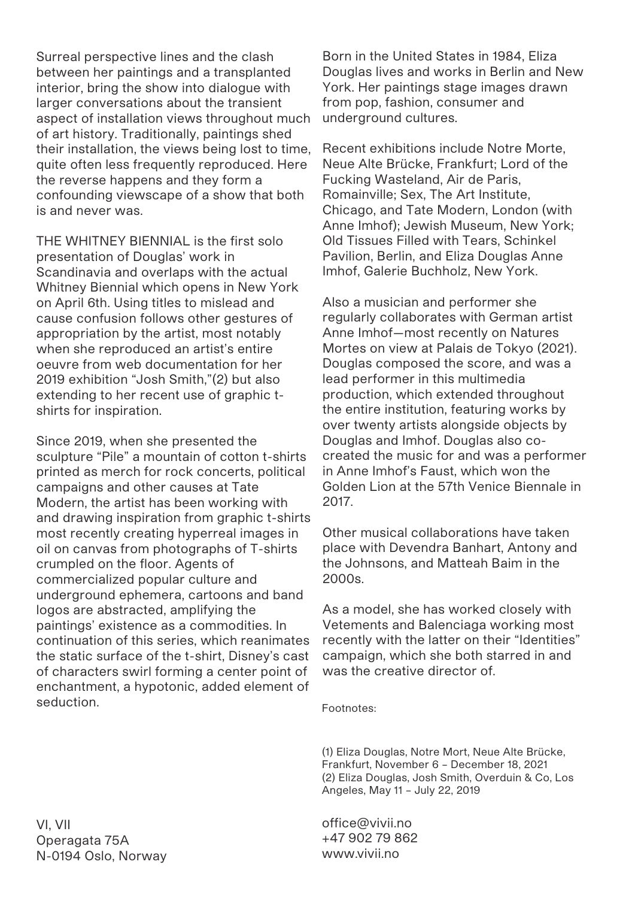Surreal perspective lines and the clash between her paintings and a transplanted interior, bring the show into dialogue with larger conversations about the transient aspect of installation views throughout much of art history. Traditionally, paintings shed their installation, the views being lost to time, quite often less frequently reproduced. Here the reverse happens and they form a confounding viewscape of a show that both is and never was.

THE WHITNEY BIENNIAL is the first solo presentation of Douglas' work in Scandinavia and overlaps with the actual Whitney Biennial which opens in New York on April 6th. Using titles to mislead and cause confusion follows other gestures of appropriation by the artist, most notably when she reproduced an artist's entire oeuvre from web documentation for her 2019 exhibition "Josh Smith,"(2) but also extending to her recent use of graphic t-shirts for inspiration.

Since 2019, when she presented the sculpture "Pile" a mountain of cotton t-shirts printed as merch for rock concerts, political campaigns and other causes at Tate Modern, the artist has been working with and drawing inspiration from graphic t-shirts most recently creating hyperreal images in oil on canvas from photographs of T-shirts crumpled on the floor. Agents of commercialized popular culture and underground ephemera, cartoons and band logos are abstracted, amplifying the paintings' existence as a commodities. In continuation of this series, which reanimates the static surface of the t-shirt, Disney's cast of characters swirl forming a center point of enchantment, a hypotonic, added element of seduction.

Born in the United States in 1984, Eliza Douglas lives and works in Berlin and New York. Her paintings stage images drawn from pop, fashion, consumer and underground cultures.

Recent exhibitions include Notre Morte, Neue Alte Brücke, Frankfurt; Lord of the Fucking Wasteland, Air de Paris, Romainville; Sex, The Art Institute, Chicago, and Tate Modern, London (with Anne Imhof); Jewish Museum, New York; Old Tissues Filled with Tears, Schinkel Pavilion, Berlin, and Eliza Douglas Anne Imhof, Galerie Buchholz, New York.

Also a musician and performer she regularly collaborates with German artist Anne Imhof—most recently on Natures Mortes on view at Palais de Tokyo (2021). Douglas composed the score, and was a lead performer in this multimedia production, which extended throughout the entire institution, featuring works by over twenty artists alongside objects by Douglas and Imhof. Douglas also co-created the music for and was a performer in Anne Imhof's Faust, which won the Golden Lion at the 57th Venice Biennale in 2017.

Other musical collaborations have taken place with Devendra Banhart, Antony and the Johnsons, and Matteah Baim in the 2000s.

As a model, she has worked closely with Vetements and Balenciaga working most recently with the latter on their "Identities" campaign, which she both starred in and was the creative director of.

Footnotes:

(1) Eliza Douglas, Notre Mort, Neue Alte Brücke, Frankfurt, November 6 – December 18, 2021
(2) Eliza Douglas, Josh Smith, Overduin & Co, Los Angeles, May 11 – July 22, 2019

VI, VII
Operagata 75A
N-0194 Oslo, Norway

office@vivii.no
+47 902 79 862
www.vivii.no